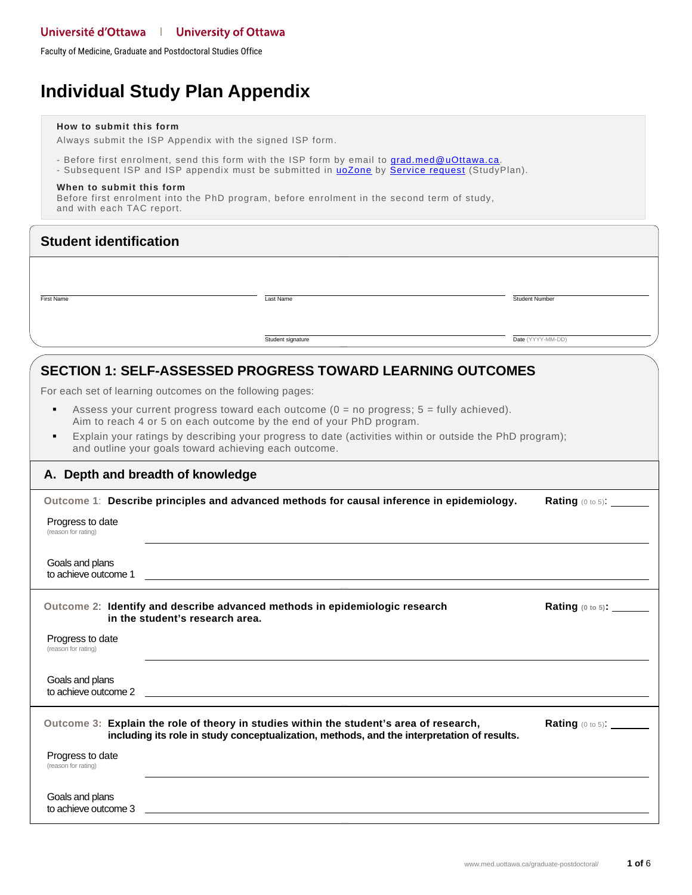Université d'Ottawa | University of Ottawa

Faculty of Medicine, Graduate and Postdoctoral Studies Office

# Individual Study Plan Appendix

**How to submit this form**

Always submit the ISP Appendix with the signed ISP form.

- Before first enrolment, send this form with the ISP form by email to [grad.med@uOttawa.ca](mailto:grad.med@uOttawa.ca).
- Subsequent ISP and ISP appendix must be submitted in uoZone by Service request (StudyPlan).

**When to submit this form**

Before first enrolment into the PhD program, before enrolment in the second term of study, and with each TAC report.

## Student identification

First Name: ______________________ Last Name: ______________________ Student Number: ______________________

Student signature: ______________________ Date (YYYY-MM-DD): ______________________

## SECTION 1: SELF-ASSESSED PROGRESS TOWARD LEARNING OUTCOMES

For each set of learning outcomes on the following pages:

- Assess your current progress toward each outcome (0 = no progress; 5 = fully achieved). Aim to reach 4 or 5 on each outcome by the end of your PhD program.
- Explain your ratings by describing your progress to date (activities within or outside the PhD program); and outline your goals toward achieving each outcome.

### A. Depth and breadth of knowledge

**Outcome 1: Describe principles and advanced methods for causal inference in epidemiology.** **Rating** (0 to 5): ______

Progress to date (reason for rating): ______________________

Goals and plans to achieve outcome 1: ______________________

**Outcome 2: Identify and describe advanced methods in epidemiologic research in the student's research area.** **Rating** (0 to 5): ______

Progress to date (reason for rating): ______________________

Goals and plans to achieve outcome 2: ______________________

**Outcome 3: Explain the role of theory in studies within the student's area of research, including its role in study conceptualization, methods, and the interpretation of results.** **Rating** (0 to 5): ______

Progress to date (reason for rating): ______________________

Goals and plans to achieve outcome 3: ______________________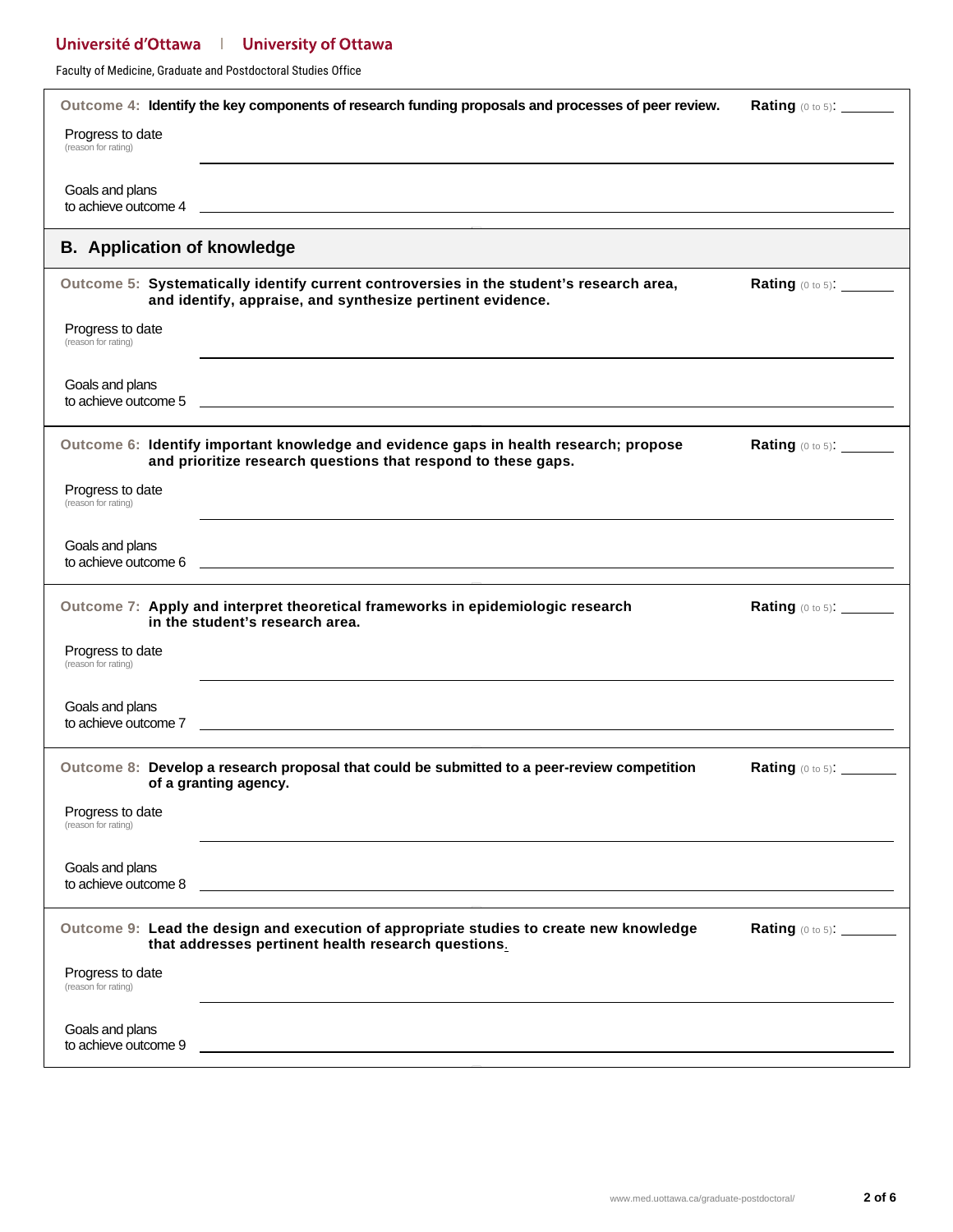Université d'Ottawa | University of Ottawa

Faculty of Medicine, Graduate and Postdoctoral Studies Office

**Outcome 4: Identify the key components of research funding proposals and processes of peer review.** **Rating** (0 to 5): ________

Progress to date
(reason for rating) ________________________________________

Goals and plans
to achieve outcome 4 ________________________________________

## B. Application of knowledge

**Outcome 5: Systematically identify current controversies in the student's research area, and identify, appraise, and synthesize pertinent evidence.** **Rating** (0 to 5): ________

Progress to date
(reason for rating) ________________________________________

Goals and plans
to achieve outcome 5 ________________________________________

**Outcome 6: Identify important knowledge and evidence gaps in health research; propose and prioritize research questions that respond to these gaps.** **Rating** (0 to 5): ________

Progress to date
(reason for rating) ________________________________________

Goals and plans
to achieve outcome 6 ________________________________________

**Outcome 7: Apply and interpret theoretical frameworks in epidemiologic research in the student's research area.** **Rating** (0 to 5): ________

Progress to date
(reason for rating) ________________________________________

Goals and plans
to achieve outcome 7 ________________________________________

**Outcome 8: Develop a research proposal that could be submitted to a peer-review competition of a granting agency.** **Rating** (0 to 5): ________

Progress to date
(reason for rating) ________________________________________

Goals and plans
to achieve outcome 8 ________________________________________

**Outcome 9: Lead the design and execution of appropriate studies to create new knowledge that addresses pertinent health research questions.** **Rating** (0 to 5): ________

Progress to date
(reason for rating) ________________________________________

Goals and plans
to achieve outcome 9 ________________________________________

www.med.uottawa.ca/graduate-postdoctoral/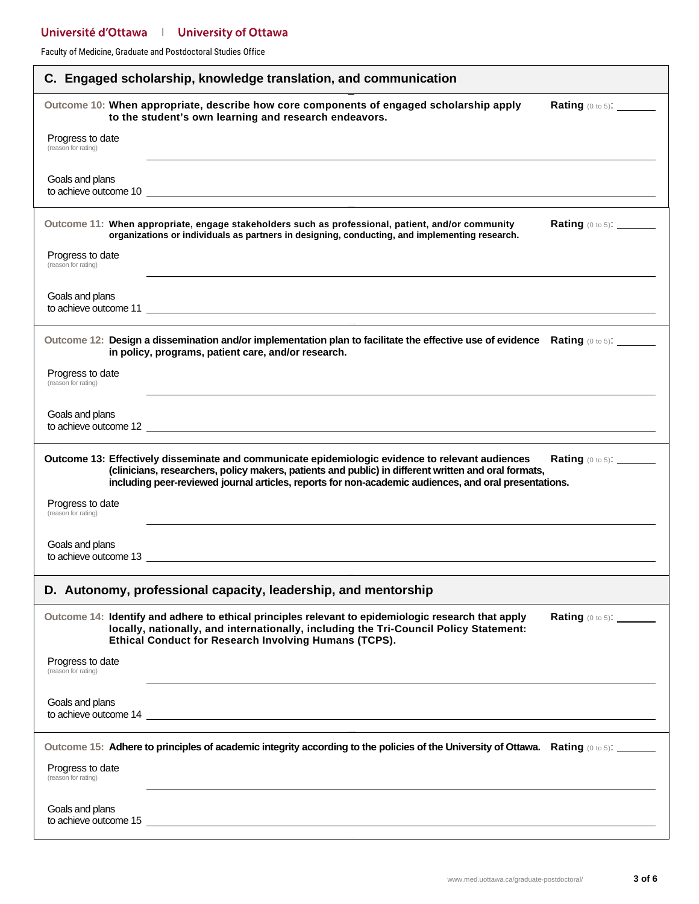Université d'Ottawa | University of Ottawa

Faculty of Medicine, Graduate and Postdoctoral Studies Office

## C. Engaged scholarship, knowledge translation, and communication

**Outcome 10:** **When appropriate, describe how core components of engaged scholarship apply to the student's own learning and research endeavors.**

**Rating** (0 to 5): _______

Progress to date
(reason for rating) ____________________________________________

Goals and plans
to achieve outcome 10 ____________________________________________

**Outcome 11:** **When appropriate, engage stakeholders such as professional, patient, and/or community organizations or individuals as partners in designing, conducting, and implementing research.**

**Rating** (0 to 5): _______

Progress to date
(reason for rating) ____________________________________________

Goals and plans
to achieve outcome 11 ____________________________________________

**Outcome 12:** **Design a dissemination and/or implementation plan to facilitate the effective use of evidence in policy, programs, patient care, and/or research.**

**Rating** (0 to 5): _______

Progress to date
(reason for rating) ____________________________________________

Goals and plans
to achieve outcome 12 ____________________________________________

**Outcome 13:** **Effectively disseminate and communicate epidemiologic evidence to relevant audiences (clinicians, researchers, policy makers, patients and public) in different written and oral formats, including peer-reviewed journal articles, reports for non-academic audiences, and oral presentations.**

**Rating** (0 to 5): _______

Progress to date
(reason for rating) ____________________________________________

Goals and plans
to achieve outcome 13 ____________________________________________

## D. Autonomy, professional capacity, leadership, and mentorship

**Outcome 14:** **Identify and adhere to ethical principles relevant to epidemiologic research that apply locally, nationally, and internationally, including the Tri-Council Policy Statement: Ethical Conduct for Research Involving Humans (TCPS).**

**Rating** (0 to 5): _______

Progress to date
(reason for rating) ____________________________________________

Goals and plans
to achieve outcome 14 ____________________________________________

**Outcome 15:** **Adhere to principles of academic integrity according to the policies of the University of Ottawa.**

**Rating** (0 to 5): _______

Progress to date
(reason for rating) ____________________________________________

Goals and plans
to achieve outcome 15 ____________________________________________

www.med.uottawa.ca/graduate-postdoctoral/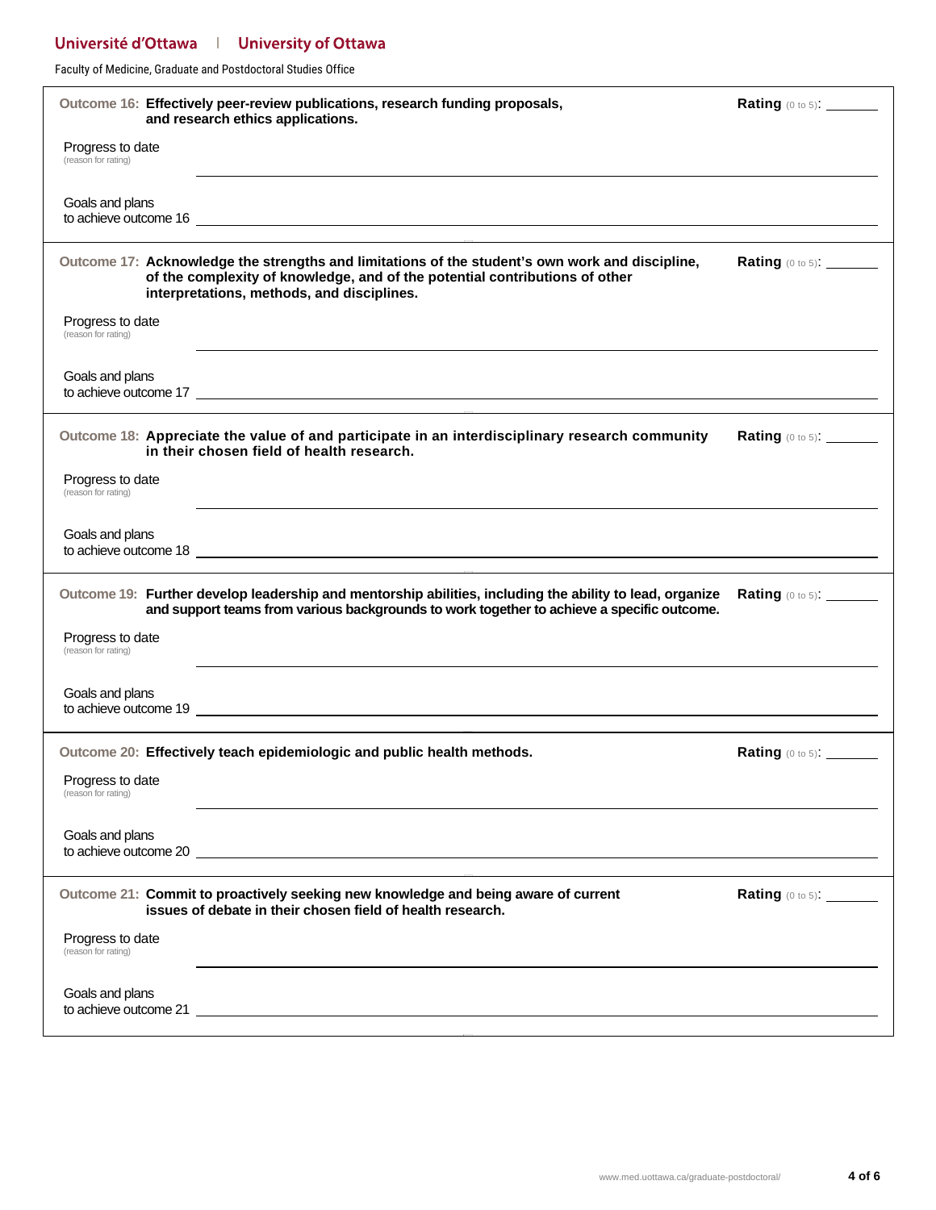**Outcome 16: Effectively peer-review publications, research funding proposals, and research ethics applications.**

**Rating** (0 to 5): _______

Progress to date
(reason for rating)

Goals and plans
to achieve outcome 16

---

**Outcome 17: Acknowledge the strengths and limitations of the student's own work and discipline, of the complexity of knowledge, and of the potential contributions of other interpretations, methods, and disciplines.**

**Rating** (0 to 5): _______

Progress to date
(reason for rating)

Goals and plans
to achieve outcome 17

---

**Outcome 18: Appreciate the value of and participate in an interdisciplinary research community in their chosen field of health research.**

**Rating** (0 to 5): _______

Progress to date
(reason for rating)

Goals and plans
to achieve outcome 18

---

**Outcome 19: Further develop leadership and mentorship abilities, including the ability to lead, organize and support teams from various backgrounds to work together to achieve a specific outcome.**

**Rating** (0 to 5): _______

Progress to date
(reason for rating)

Goals and plans
to achieve outcome 19

---

**Outcome 20: Effectively teach epidemiologic and public health methods.**

**Rating** (0 to 5): _______

Progress to date
(reason for rating)

Goals and plans
to achieve outcome 20

---

**Outcome 21: Commit to proactively seeking new knowledge and being aware of current issues of debate in their chosen field of health research.**

**Rating** (0 to 5): _______

Progress to date
(reason for rating)

Goals and plans
to achieve outcome 21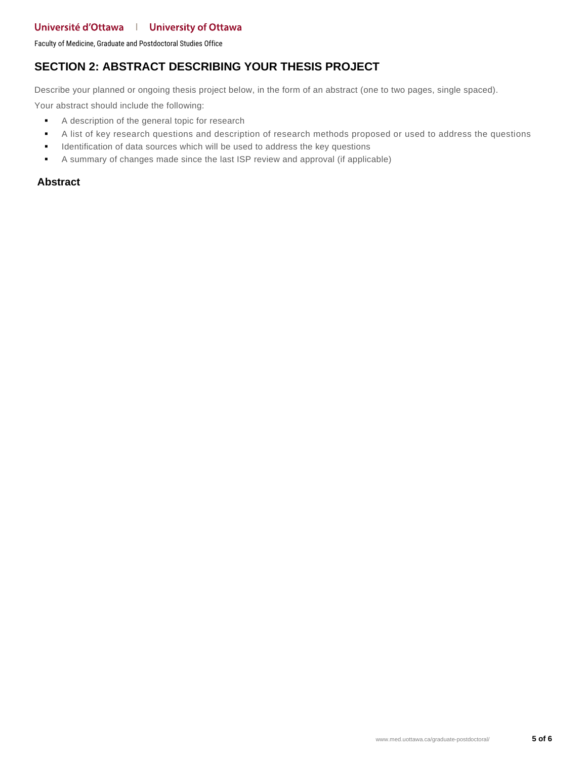## SECTION 2: ABSTRACT DESCRIBING YOUR THESIS PROJECT

Describe your planned or ongoing thesis project below, in the form of an abstract (one to two pages, single spaced).

Your abstract should include the following:

- A description of the general topic for research
- A list of key research questions and description of research methods proposed or used to address the questions
- Identification of data sources which will be used to address the key questions
- A summary of changes made since the last ISP review and approval (if applicable)

### Abstract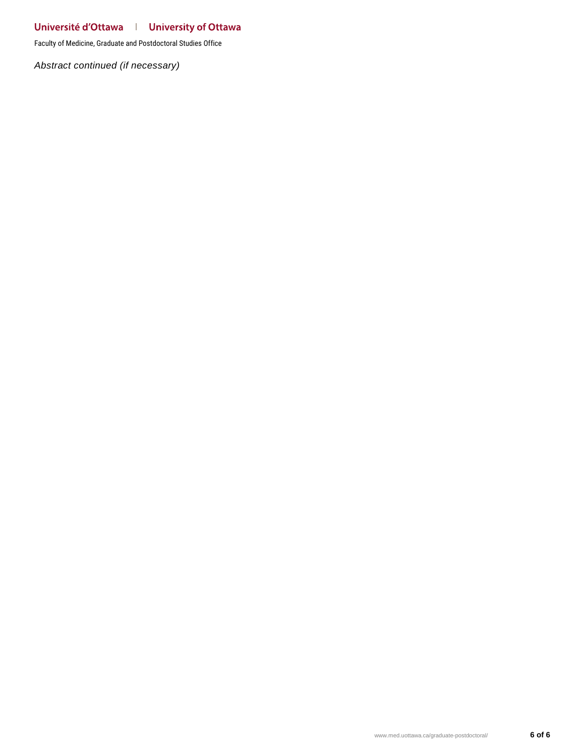*Abstract continued (if necessary)*